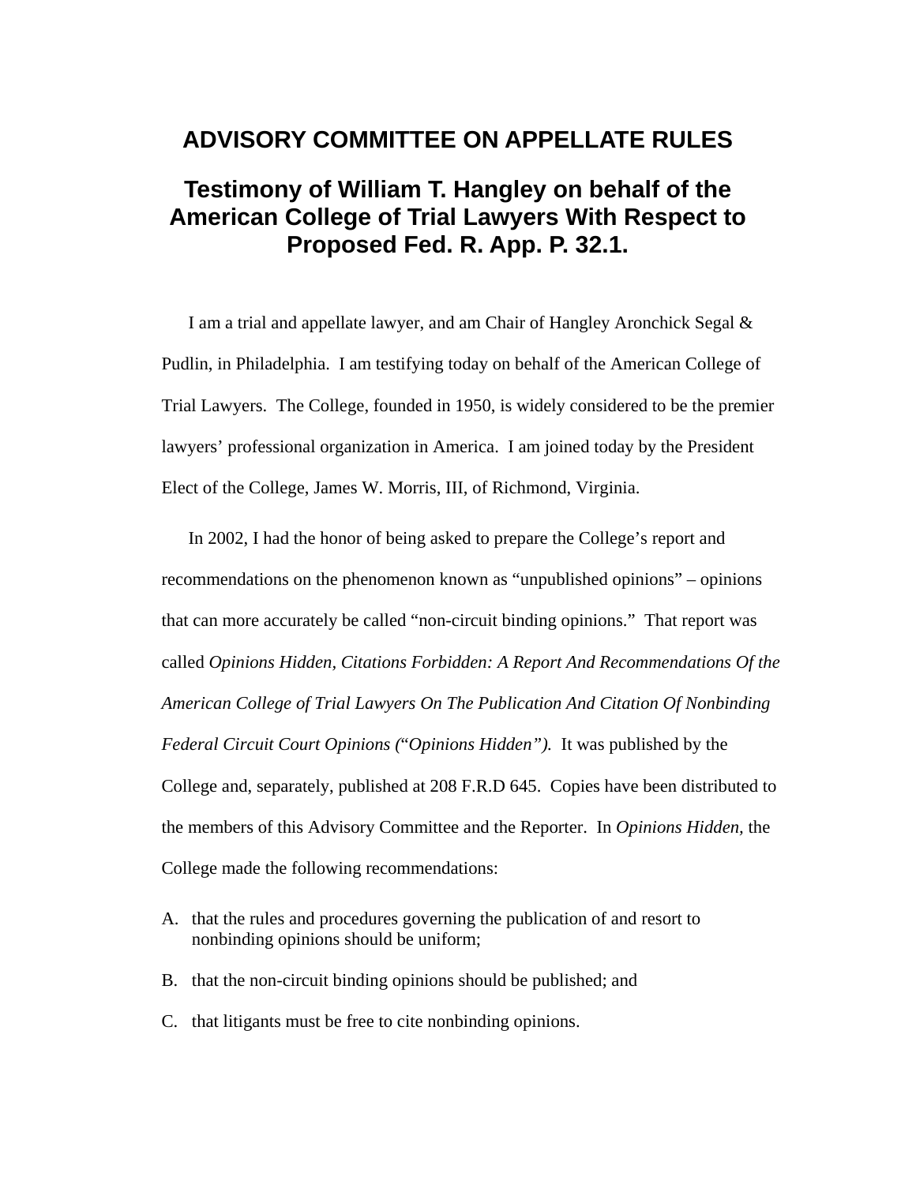# ADVISORY COMMITTEE ON APPELLATE RULES

## Testimony of William T. Hangley on behalf of the American College of Trial Lawyers With Respect to Proposed Fed. R. App. P. 32.1.

I am a trial and appellate lawyer, and am Chair of Hangley Aronchick Segal & Pudlin, in Philadelphia. I am testifying today on behalf of the American College of Trial Lawyers. The College, founded in 1950, is widely considered to be the premier lawyers' professional organization in America. I am joined today by the President Elect of the College, James W. Morris, III, of Richmond, Virginia.

In 2002, I had the honor of being asked to prepare the College's report and recommendations on the phenomenon known as "unpublished opinions" – opinions that can more accurately be called "non-circuit binding opinions." That report was called *Opinions Hidden, Citations Forbidden: A Report And Recommendations Of the American College of Trial Lawyers On The Publication And Citation Of Nonbinding Federal Circuit Court Opinions* ("*Opinions Hidden"*). It was published by the College and, separately, published at 208 F.R.D 645. Copies have been distributed to the members of this Advisory Committee and the Reporter. In *Opinions Hidden,* the College made the following recommendations:

A. that the rules and procedures governing the publication of and resort to nonbinding opinions should be uniform;

B. that the non-circuit binding opinions should be published; and

C. that litigants must be free to cite nonbinding opinions.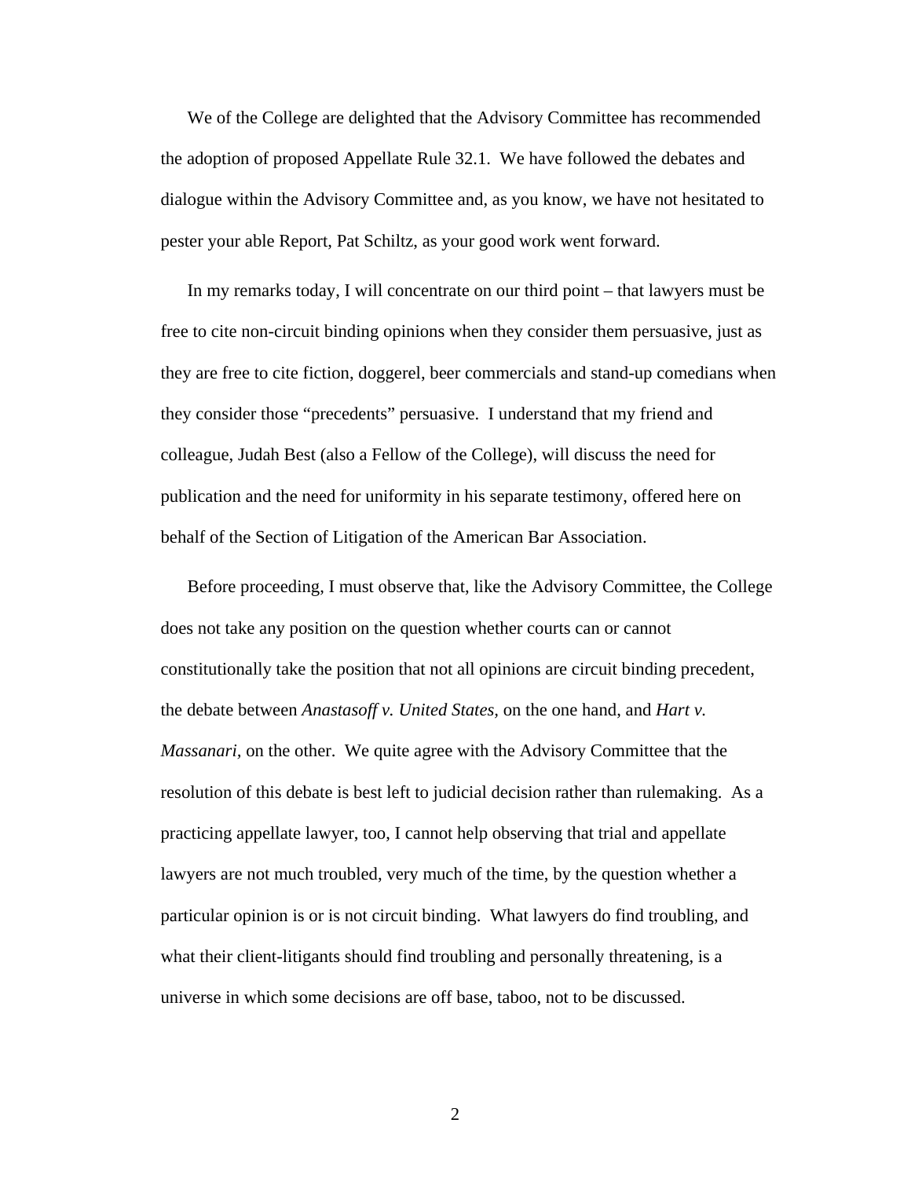We of the College are delighted that the Advisory Committee has recommended the adoption of proposed Appellate Rule 32.1. We have followed the debates and dialogue within the Advisory Committee and, as you know, we have not hesitated to pester your able Report, Pat Schiltz, as your good work went forward.

In my remarks today, I will concentrate on our third point – that lawyers must be free to cite non-circuit binding opinions when they consider them persuasive, just as they are free to cite fiction, doggerel, beer commercials and stand-up comedians when they consider those "precedents" persuasive. I understand that my friend and colleague, Judah Best (also a Fellow of the College), will discuss the need for publication and the need for uniformity in his separate testimony, offered here on behalf of the Section of Litigation of the American Bar Association.

Before proceeding, I must observe that, like the Advisory Committee, the College does not take any position on the question whether courts can or cannot constitutionally take the position that not all opinions are circuit binding precedent, the debate between *Anastasoff v. United States,* on the one hand, and *Hart v. Massanari,* on the other. We quite agree with the Advisory Committee that the resolution of this debate is best left to judicial decision rather than rulemaking. As a practicing appellate lawyer, too, I cannot help observing that trial and appellate lawyers are not much troubled, very much of the time, by the question whether a particular opinion is or is not circuit binding. What lawyers do find troubling, and what their client-litigants should find troubling and personally threatening, is a universe in which some decisions are off base, taboo, not to be discussed.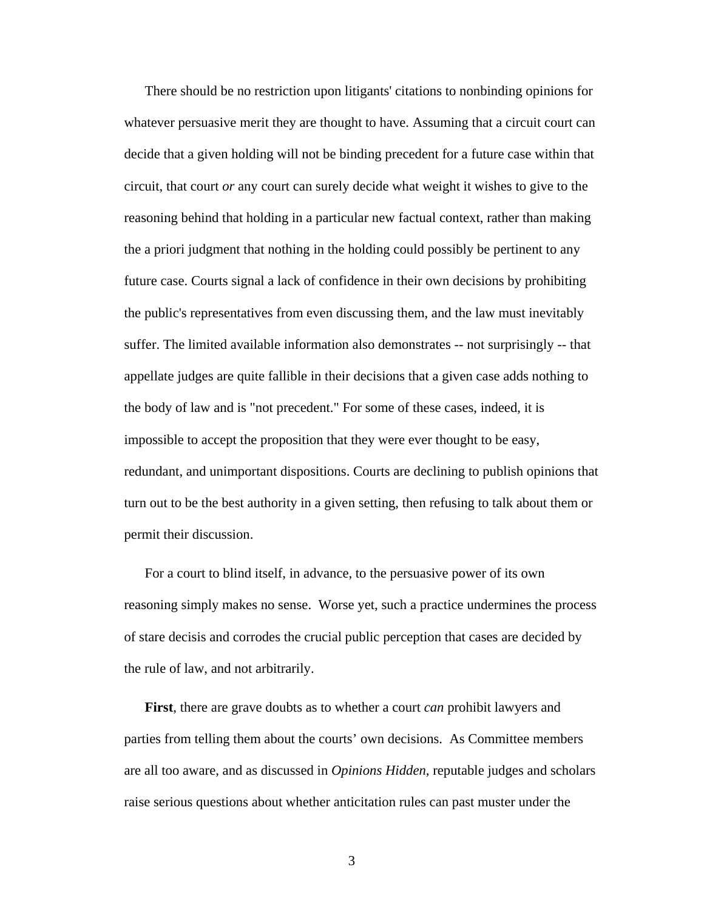There should be no restriction upon litigants' citations to nonbinding opinions for whatever persuasive merit they are thought to have. Assuming that a circuit court can decide that a given holding will not be binding precedent for a future case within that circuit, that court *or* any court can surely decide what weight it wishes to give to the reasoning behind that holding in a particular new factual context, rather than making the a priori judgment that nothing in the holding could possibly be pertinent to any future case. Courts signal a lack of confidence in their own decisions by prohibiting the public's representatives from even discussing them, and the law must inevitably suffer. The limited available information also demonstrates -- not surprisingly -- that appellate judges are quite fallible in their decisions that a given case adds nothing to the body of law and is "not precedent." For some of these cases, indeed, it is impossible to accept the proposition that they were ever thought to be easy, redundant, and unimportant dispositions. Courts are declining to publish opinions that turn out to be the best authority in a given setting, then refusing to talk about them or permit their discussion.

For a court to blind itself, in advance, to the persuasive power of its own reasoning simply makes no sense. Worse yet, such a practice undermines the process of stare decisis and corrodes the crucial public perception that cases are decided by the rule of law, and not arbitrarily.

**First**, there are grave doubts as to whether a court *can* prohibit lawyers and parties from telling them about the courts' own decisions. As Committee members are all too aware, and as discussed in *Opinions Hidden,* reputable judges and scholars raise serious questions about whether anticitation rules can past muster under the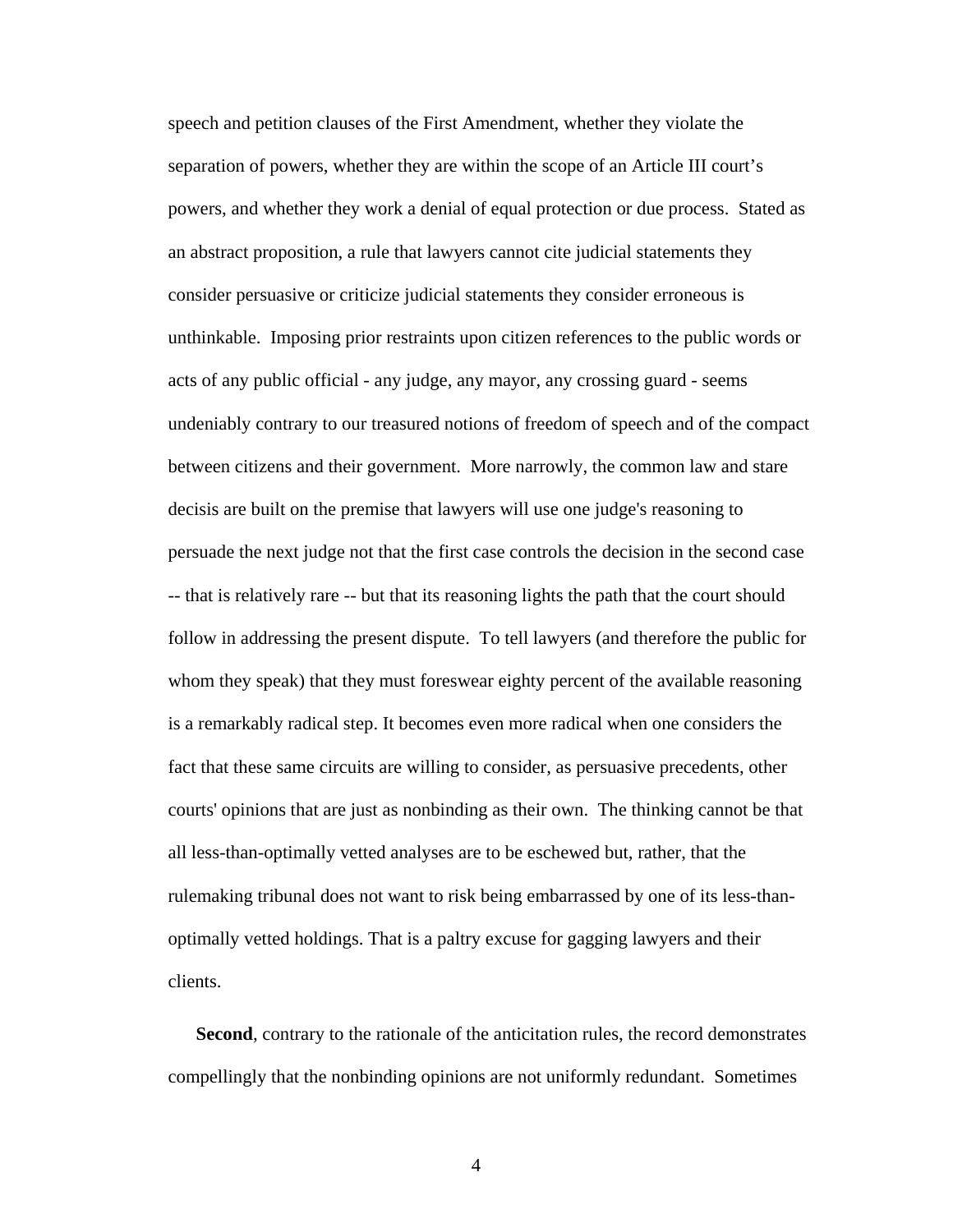speech and petition clauses of the First Amendment, whether they violate the separation of powers, whether they are within the scope of an Article III court's powers, and whether they work a denial of equal protection or due process. Stated as an abstract proposition, a rule that lawyers cannot cite judicial statements they consider persuasive or criticize judicial statements they consider erroneous is unthinkable. Imposing prior restraints upon citizen references to the public words or acts of any public official - any judge, any mayor, any crossing guard - seems undeniably contrary to our treasured notions of freedom of speech and of the compact between citizens and their government. More narrowly, the common law and stare decisis are built on the premise that lawyers will use one judge's reasoning to persuade the next judge not that the first case controls the decision in the second case -- that is relatively rare -- but that its reasoning lights the path that the court should follow in addressing the present dispute. To tell lawyers (and therefore the public for whom they speak) that they must foreswear eighty percent of the available reasoning is a remarkably radical step. It becomes even more radical when one considers the fact that these same circuits are willing to consider, as persuasive precedents, other courts' opinions that are just as nonbinding as their own. The thinking cannot be that all less-than-optimally vetted analyses are to be eschewed but, rather, that the rulemaking tribunal does not want to risk being embarrassed by one of its less-than-optimally vetted holdings. That is a paltry excuse for gagging lawyers and their clients.

**Second**, contrary to the rationale of the anticitation rules, the record demonstrates compellingly that the nonbinding opinions are not uniformly redundant. Sometimes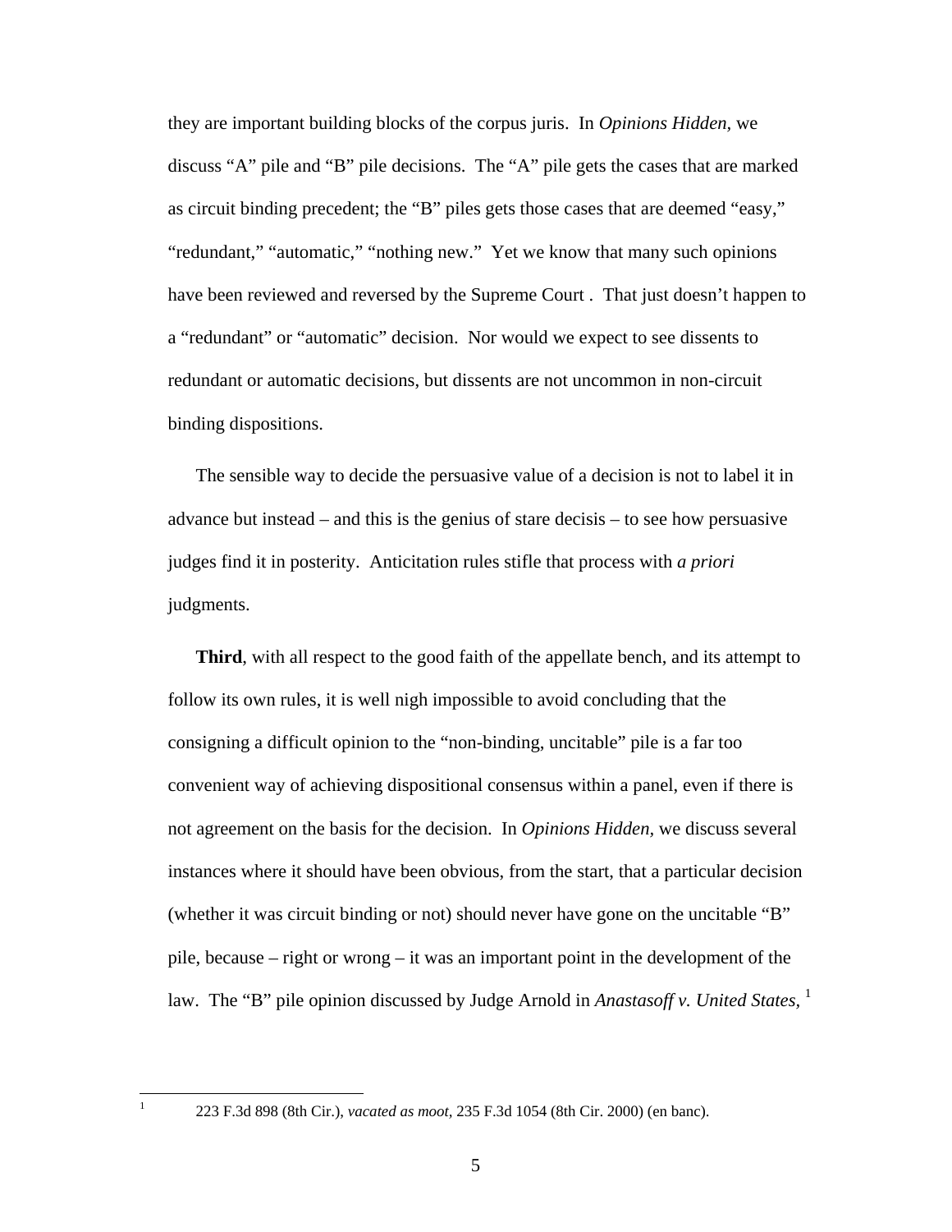they are important building blocks of the corpus juris. In *Opinions Hidden*, we discuss "A" pile and "B" pile decisions. The "A" pile gets the cases that are marked as circuit binding precedent; the "B" piles gets those cases that are deemed "easy," "redundant," "automatic," "nothing new." Yet we know that many such opinions have been reviewed and reversed by the Supreme Court . That just doesn't happen to a "redundant" or "automatic" decision. Nor would we expect to see dissents to redundant or automatic decisions, but dissents are not uncommon in non-circuit binding dispositions.

The sensible way to decide the persuasive value of a decision is not to label it in advance but instead – and this is the genius of stare decisis – to see how persuasive judges find it in posterity. Anticitation rules stifle that process with *a priori* judgments.

**Third**, with all respect to the good faith of the appellate bench, and its attempt to follow its own rules, it is well nigh impossible to avoid concluding that the consigning a difficult opinion to the "non-binding, uncitable" pile is a far too convenient way of achieving dispositional consensus within a panel, even if there is not agreement on the basis for the decision. In *Opinions Hidden*, we discuss several instances where it should have been obvious, from the start, that a particular decision (whether it was circuit binding or not) should never have gone on the uncitable "B" pile, because – right or wrong – it was an important point in the development of the law. The "B" pile opinion discussed by Judge Arnold in *Anastasoff v. United States*, [1]

---

[1] 223 F.3d 898 (8th Cir.), *vacated as moot*, 235 F.3d 1054 (8th Cir. 2000) (en banc).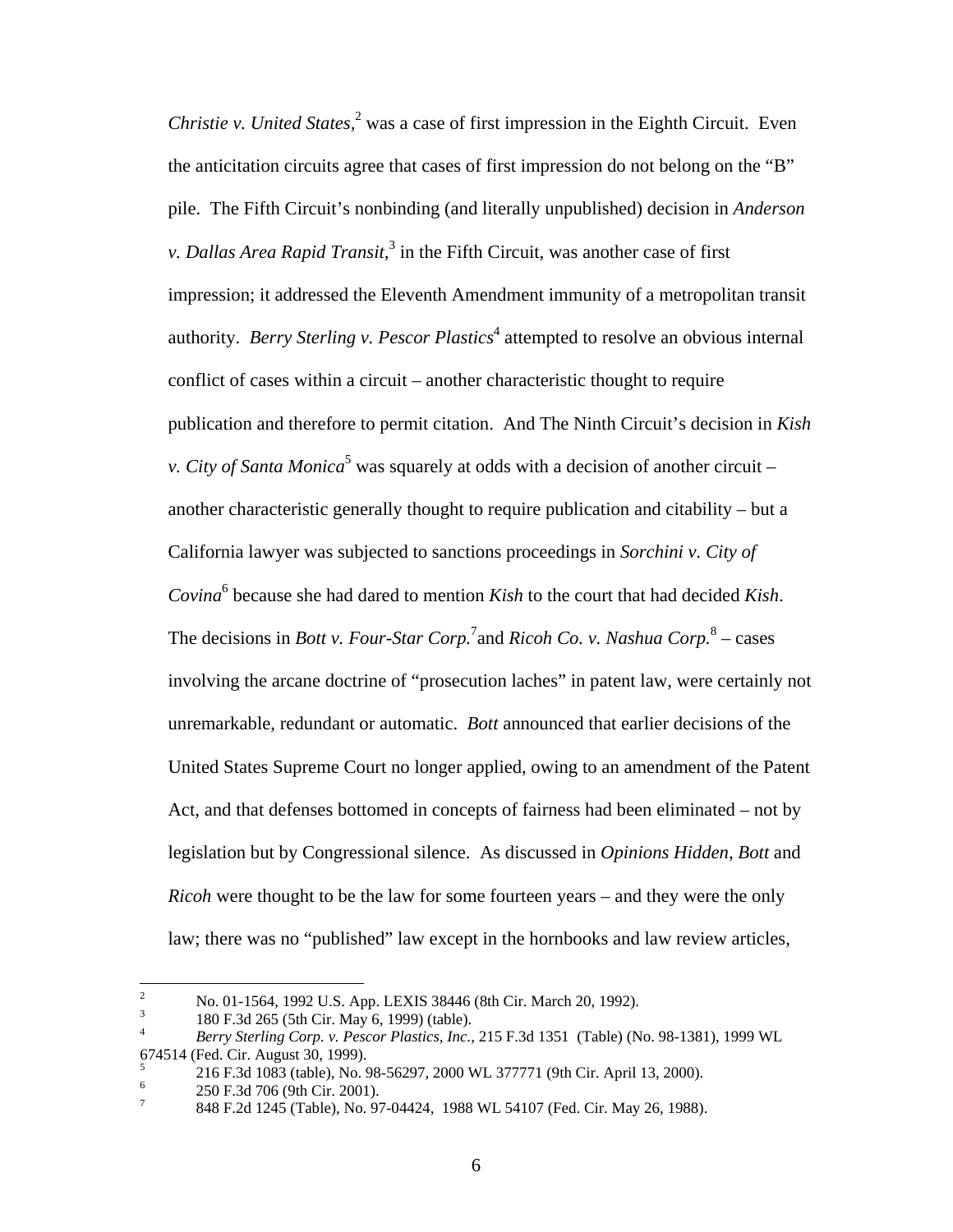*Christie v. United States*,[2] was a case of first impression in the Eighth Circuit. Even the anticitation circuits agree that cases of first impression do not belong on the "B" pile. The Fifth Circuit's nonbinding (and literally unpublished) decision in *Anderson v. Dallas Area Rapid Transit*,[3] in the Fifth Circuit, was another case of first impression; it addressed the Eleventh Amendment immunity of a metropolitan transit authority. *Berry Sterling v. Pescor Plastics*[4] attempted to resolve an obvious internal conflict of cases within a circuit – another characteristic thought to require publication and therefore to permit citation. And The Ninth Circuit's decision in *Kish v. City of Santa Monica*[5] was squarely at odds with a decision of another circuit – another characteristic generally thought to require publication and citability – but a California lawyer was subjected to sanctions proceedings in *Sorchini v. City of Covina*[6] because she had dared to mention *Kish* to the court that had decided *Kish*. The decisions in *Bott v. Four-Star Corp.*[7] and *Ricoh Co. v. Nashua Corp.*[8] – cases involving the arcane doctrine of "prosecution laches" in patent law, were certainly not unremarkable, redundant or automatic. *Bott* announced that earlier decisions of the United States Supreme Court no longer applied, owing to an amendment of the Patent Act, and that defenses bottomed in concepts of fairness had been eliminated – not by legislation but by Congressional silence. As discussed in *Opinions Hidden*, *Bott* and *Ricoh* were thought to be the law for some fourteen years – and they were the only law; there was no "published" law except in the hornbooks and law review articles,

---

[2] No. 01-1564, 1992 U.S. App. LEXIS 38446 (8th Cir. March 20, 1992).

[3] 180 F.3d 265 (5th Cir. May 6, 1999) (table).

[4] *Berry Sterling Corp. v. Pescor Plastics, Inc.*, 215 F.3d 1351 (Table) (No. 98-1381), 1999 WL 674514 (Fed. Cir. August 30, 1999).

[5] 216 F.3d 1083 (table), No. 98-56297, 2000 WL 377771 (9th Cir. April 13, 2000).

[6] 250 F.3d 706 (9th Cir. 2001).

[7] 848 F.2d 1245 (Table), No. 97-04424, 1988 WL 54107 (Fed. Cir. May 26, 1988).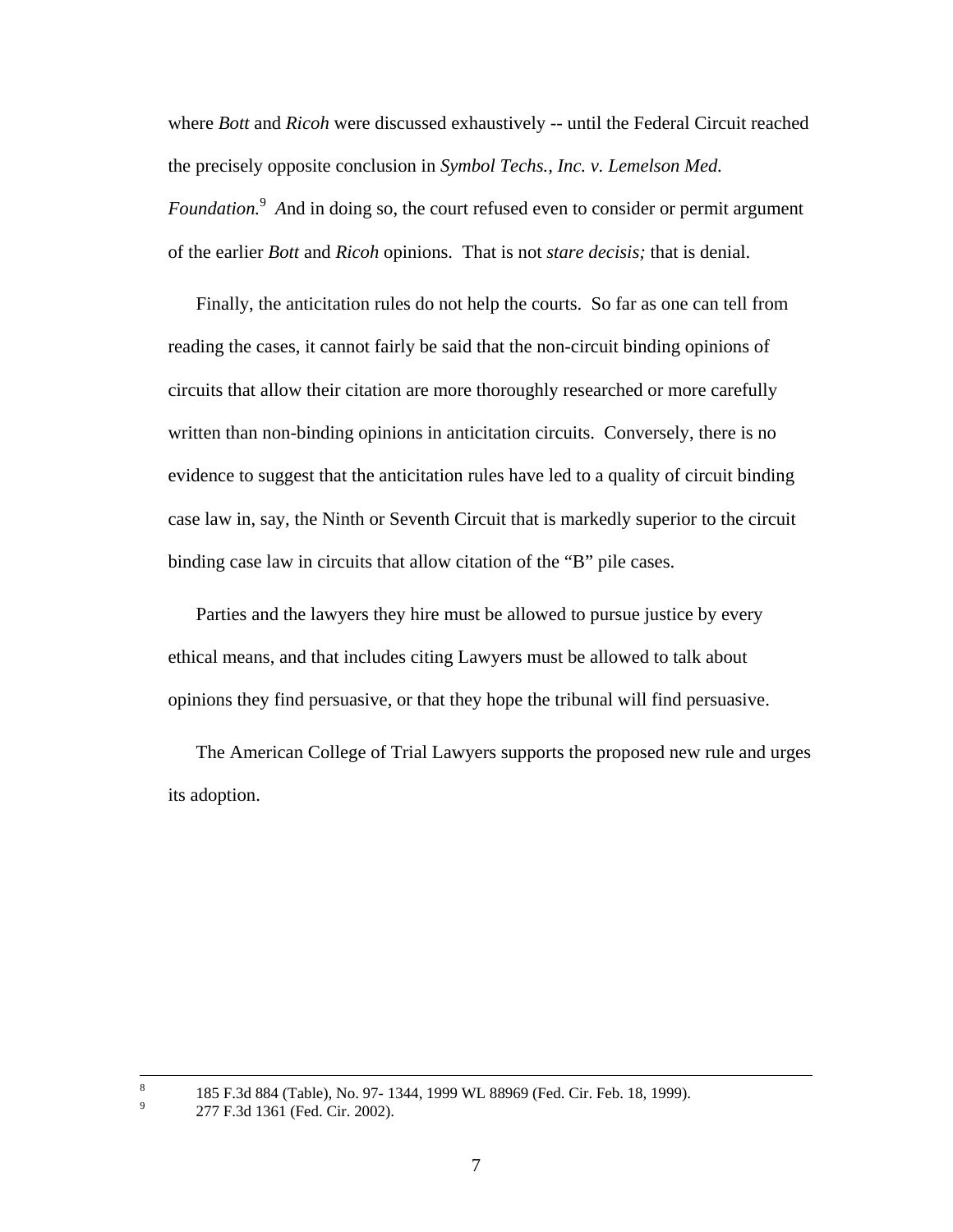where *Bott* and *Ricoh* were discussed exhaustively -- until the Federal Circuit reached the precisely opposite conclusion in *Symbol Techs., Inc. v. Lemelson Med. Foundation.*[9] *A*nd in doing so, the court refused even to consider or permit argument of the earlier *Bott* and *Ricoh* opinions. That is not *stare decisis;* that is denial.

Finally, the anticitation rules do not help the courts. So far as one can tell from reading the cases, it cannot fairly be said that the non-circuit binding opinions of circuits that allow their citation are more thoroughly researched or more carefully written than non-binding opinions in anticitation circuits. Conversely, there is no evidence to suggest that the anticitation rules have led to a quality of circuit binding case law in, say, the Ninth or Seventh Circuit that is markedly superior to the circuit binding case law in circuits that allow citation of the "B" pile cases.

Parties and the lawyers they hire must be allowed to pursue justice by every ethical means, and that includes citing Lawyers must be allowed to talk about opinions they find persuasive, or that they hope the tribunal will find persuasive.

The American College of Trial Lawyers supports the proposed new rule and urges its adoption.

---

[8] 185 F.3d 884 (Table), No. 97- 1344, 1999 WL 88969 (Fed. Cir. Feb. 18, 1999).

[9] 277 F.3d 1361 (Fed. Cir. 2002).